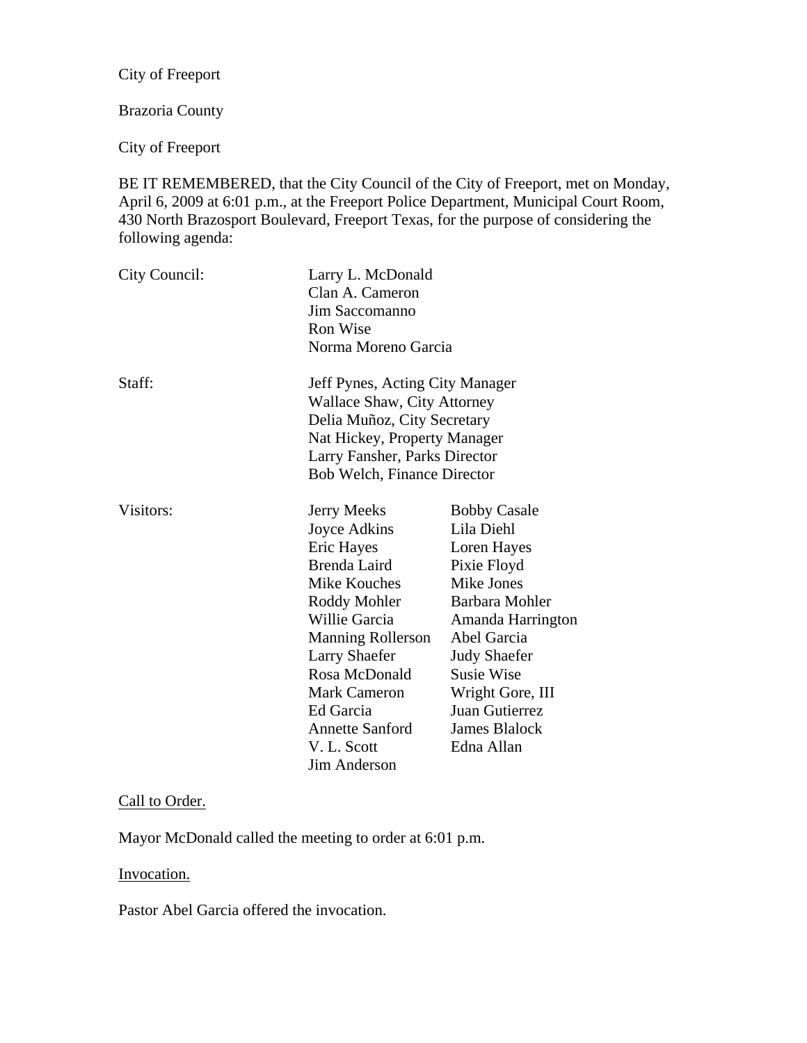City of Freeport

Brazoria County

City of Freeport

BE IT REMEMBERED, that the City Council of the City of Freeport, met on Monday, April 6, 2009 at 6:01 p.m., at the Freeport Police Department, Municipal Court Room, 430 North Brazosport Boulevard, Freeport Texas, for the purpose of considering the following agenda:

| | | |
|---|---|---|
| City Council: | Larry L. McDonald | |
| | Clan A. Cameron | |
| | Jim Saccomanno | |
| | Ron Wise | |
| | Norma Moreno Garcia | |
| Staff: | Jeff Pynes, Acting City Manager | |
| | Wallace Shaw, City Attorney | |
| | Delia Muñoz, City Secretary | |
| | Nat Hickey, Property Manager | |
| | Larry Fansher, Parks Director | |
| | Bob Welch, Finance Director | |
| Visitors: | Jerry Meeks | Bobby Casale |
| | Joyce Adkins | Lila Diehl |
| | Eric Hayes | Loren Hayes |
| | Brenda Laird | Pixie Floyd |
| | Mike Kouches | Mike Jones |
| | Roddy Mohler | Barbara Mohler |
| | Willie Garcia | Amanda Harrington |
| | Manning Rollerson | Abel Garcia |
| | Larry Shaefer | Judy Shaefer |
| | Rosa McDonald | Susie Wise |
| | Mark Cameron | Wright Gore, III |
| | Ed Garcia | Juan Gutierrez |
| | Annette Sanford | James Blalock |
| | V. L. Scott | Edna Allan |
| | Jim Anderson | |

Call to Order.

Mayor McDonald called the meeting to order at 6:01 p.m.

Invocation.

Pastor Abel Garcia offered the invocation.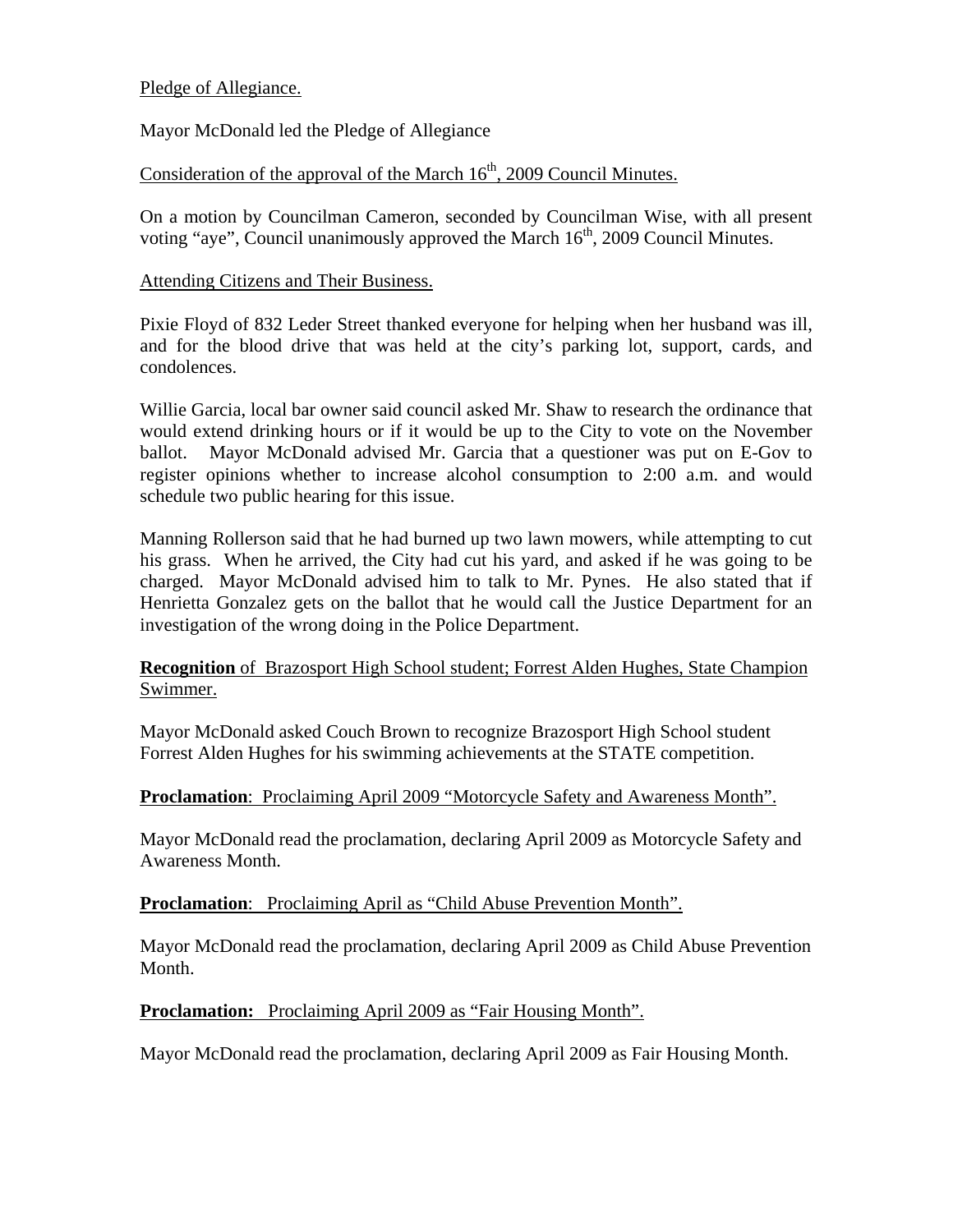Pledge of Allegiance.

Mayor McDonald led the Pledge of Allegiance

Consideration of the approval of the March 16th, 2009 Council Minutes.

On a motion by Councilman Cameron, seconded by Councilman Wise, with all present voting "aye", Council unanimously approved the March 16th, 2009 Council Minutes.

Attending Citizens and Their Business.

Pixie Floyd of 832 Leder Street thanked everyone for helping when her husband was ill, and for the blood drive that was held at the city's parking lot, support, cards, and condolences.

Willie Garcia, local bar owner said council asked Mr. Shaw to research the ordinance that would extend drinking hours or if it would be up to the City to vote on the November ballot. Mayor McDonald advised Mr. Garcia that a questioner was put on E-Gov to register opinions whether to increase alcohol consumption to 2:00 a.m. and would schedule two public hearing for this issue.

Manning Rollerson said that he had burned up two lawn mowers, while attempting to cut his grass. When he arrived, the City had cut his yard, and asked if he was going to be charged. Mayor McDonald advised him to talk to Mr. Pynes. He also stated that if Henrietta Gonzalez gets on the ballot that he would call the Justice Department for an investigation of the wrong doing in the Police Department.

**Recognition** of Brazosport High School student; Forrest Alden Hughes, State Champion Swimmer.

Mayor McDonald asked Couch Brown to recognize Brazosport High School student Forrest Alden Hughes for his swimming achievements at the STATE competition.

**Proclamation**: Proclaiming April 2009 "Motorcycle Safety and Awareness Month".

Mayor McDonald read the proclamation, declaring April 2009 as Motorcycle Safety and Awareness Month.

**Proclamation**: Proclaiming April as "Child Abuse Prevention Month".

Mayor McDonald read the proclamation, declaring April 2009 as Child Abuse Prevention Month.

**Proclamation:** Proclaiming April 2009 as "Fair Housing Month".

Mayor McDonald read the proclamation, declaring April 2009 as Fair Housing Month.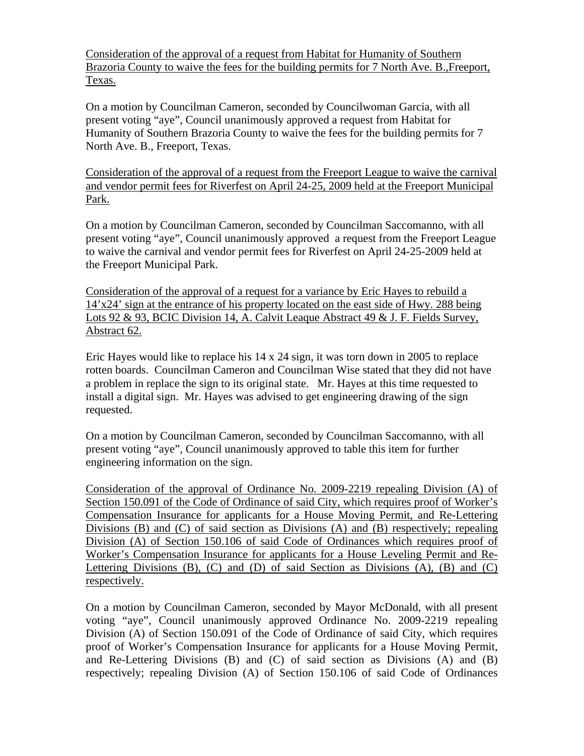<u>Consideration of the approval of a request from Habitat for Humanity of Southern Brazoria County to waive the fees for the building permits for 7 North Ave. B.,Freeport, Texas.</u>

On a motion by Councilman Cameron, seconded by Councilwoman Garcia, with all present voting "aye", Council unanimously approved a request from Habitat for Humanity of Southern Brazoria County to waive the fees for the building permits for 7 North Ave. B., Freeport, Texas.

<u>Consideration of the approval of a request from the Freeport League to waive the carnival and vendor permit fees for Riverfest on April 24-25, 2009 held at the Freeport Municipal Park.</u>

On a motion by Councilman Cameron, seconded by Councilman Saccomanno, with all present voting "aye", Council unanimously approved a request from the Freeport League to waive the carnival and vendor permit fees for Riverfest on April 24-25-2009 held at the Freeport Municipal Park.

<u>Consideration of the approval of a request for a variance by Eric Hayes to rebuild a 14'x24' sign at the entrance of his property located on the east side of Hwy. 288 being Lots 92 & 93, BCIC Division 14, A. Calvit Leaque Abstract 49 & J. F. Fields Survey, Abstract 62.</u>

Eric Hayes would like to replace his 14 x 24 sign, it was torn down in 2005 to replace rotten boards. Councilman Cameron and Councilman Wise stated that they did not have a problem in replace the sign to its original state. Mr. Hayes at this time requested to install a digital sign. Mr. Hayes was advised to get engineering drawing of the sign requested.

On a motion by Councilman Cameron, seconded by Councilman Saccomanno, with all present voting "aye", Council unanimously approved to table this item for further engineering information on the sign.

<u>Consideration of the approval of Ordinance No. 2009-2219 repealing Division (A) of Section 150.091 of the Code of Ordinance of said City, which requires proof of Worker's Compensation Insurance for applicants for a House Moving Permit, and Re-Lettering Divisions (B) and (C) of said section as Divisions (A) and (B) respectively; repealing Division (A) of Section 150.106 of said Code of Ordinances which requires proof of Worker's Compensation Insurance for applicants for a House Leveling Permit and Re-Lettering Divisions (B), (C) and (D) of said Section as Divisions (A), (B) and (C) respectively.</u>

On a motion by Councilman Cameron, seconded by Mayor McDonald, with all present voting "aye", Council unanimously approved Ordinance No. 2009-2219 repealing Division (A) of Section 150.091 of the Code of Ordinance of said City, which requires proof of Worker's Compensation Insurance for applicants for a House Moving Permit, and Re-Lettering Divisions (B) and (C) of said section as Divisions (A) and (B) respectively; repealing Division (A) of Section 150.106 of said Code of Ordinances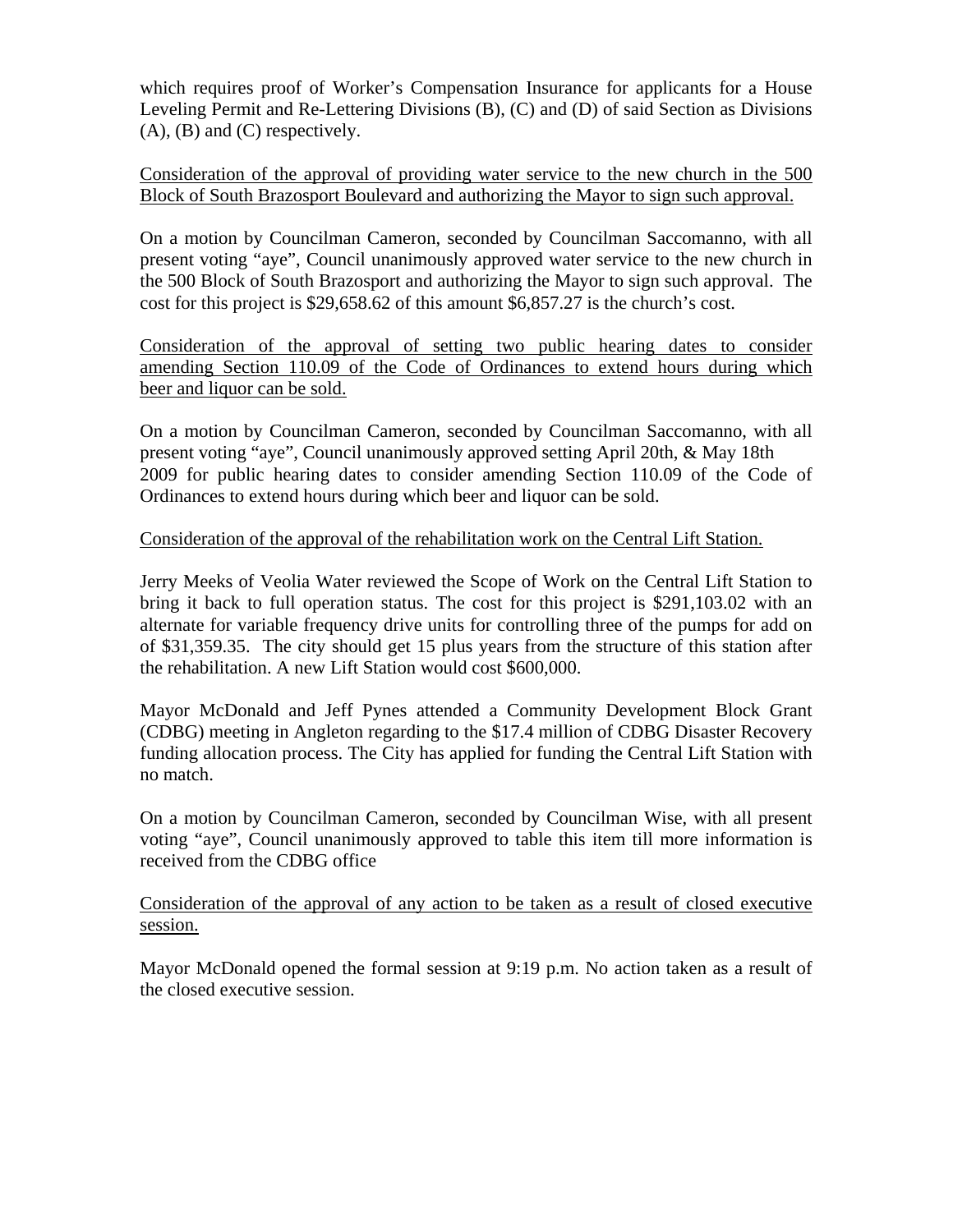which requires proof of Worker's Compensation Insurance for applicants for a House Leveling Permit and Re-Lettering Divisions (B), (C) and (D) of said Section as Divisions (A), (B) and (C) respectively.

Consideration of the approval of providing water service to the new church in the 500 Block of South Brazosport Boulevard and authorizing the Mayor to sign such approval.

On a motion by Councilman Cameron, seconded by Councilman Saccomanno, with all present voting "aye", Council unanimously approved water service to the new church in the 500 Block of South Brazosport and authorizing the Mayor to sign such approval. The cost for this project is $29,658.62 of this amount $6,857.27 is the church's cost.

Consideration of the approval of setting two public hearing dates to consider amending Section 110.09 of the Code of Ordinances to extend hours during which beer and liquor can be sold.

On a motion by Councilman Cameron, seconded by Councilman Saccomanno, with all present voting "aye", Council unanimously approved setting April 20th, & May 18th 2009 for public hearing dates to consider amending Section 110.09 of the Code of Ordinances to extend hours during which beer and liquor can be sold.

Consideration of the approval of the rehabilitation work on the Central Lift Station.

Jerry Meeks of Veolia Water reviewed the Scope of Work on the Central Lift Station to bring it back to full operation status. The cost for this project is $291,103.02 with an alternate for variable frequency drive units for controlling three of the pumps for add on of $31,359.35. The city should get 15 plus years from the structure of this station after the rehabilitation. A new Lift Station would cost $600,000.

Mayor McDonald and Jeff Pynes attended a Community Development Block Grant (CDBG) meeting in Angleton regarding to the $17.4 million of CDBG Disaster Recovery funding allocation process. The City has applied for funding the Central Lift Station with no match.

On a motion by Councilman Cameron, seconded by Councilman Wise, with all present voting "aye", Council unanimously approved to table this item till more information is received from the CDBG office

Consideration of the approval of any action to be taken as a result of closed executive session.

Mayor McDonald opened the formal session at 9:19 p.m. No action taken as a result of the closed executive session.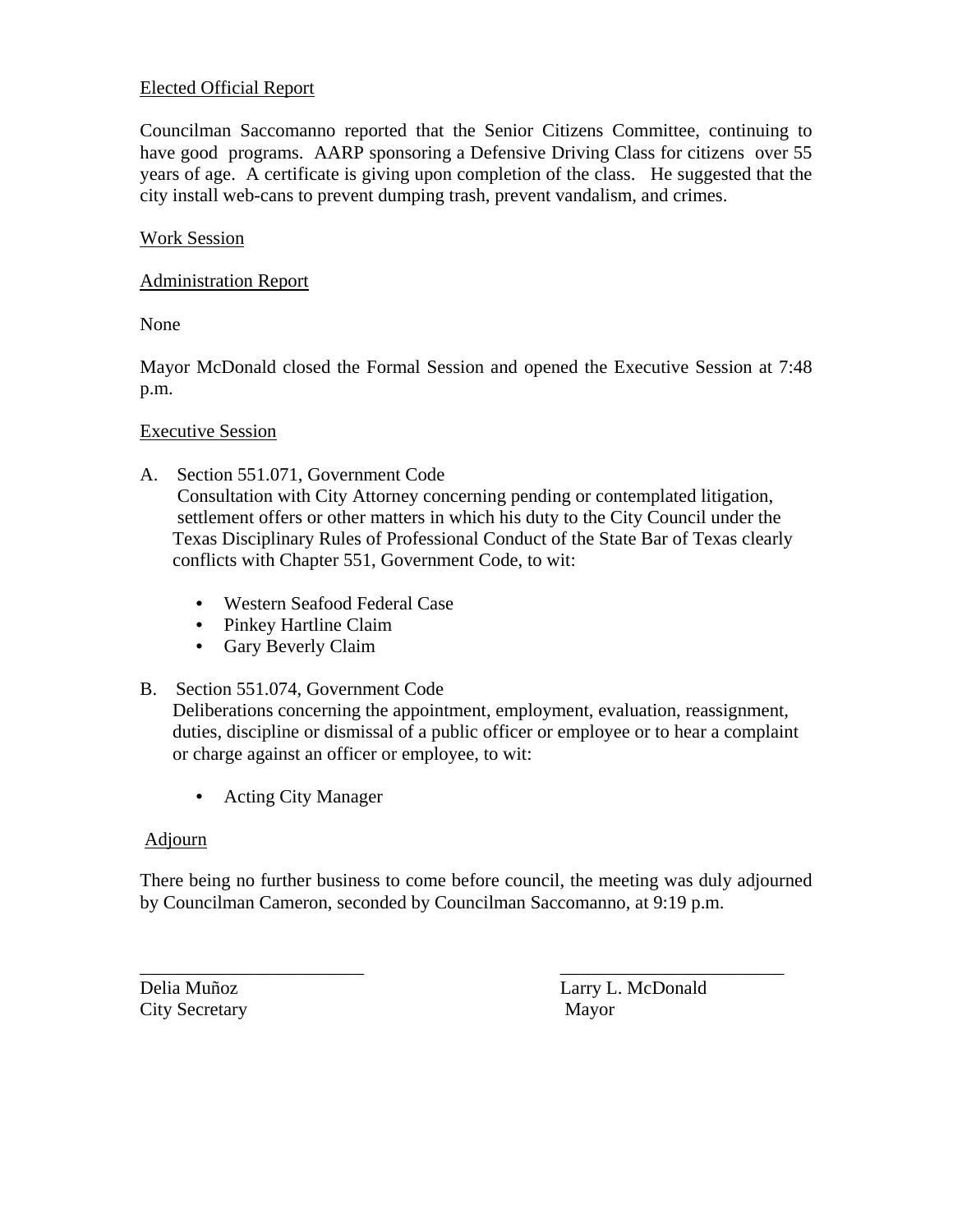Elected Official Report

Councilman Saccomanno reported that the Senior Citizens Committee, continuing to have good programs. AARP sponsoring a Defensive Driving Class for citizens over 55 years of age. A certificate is giving upon completion of the class. He suggested that the city install web-cans to prevent dumping trash, prevent vandalism, and crimes.

Work Session

Administration Report

None

Mayor McDonald closed the Formal Session and opened the Executive Session at 7:48 p.m.

Executive Session

A. Section 551.071, Government Code
   Consultation with City Attorney concerning pending or contemplated litigation, settlement offers or other matters in which his duty to the City Council under the Texas Disciplinary Rules of Professional Conduct of the State Bar of Texas clearly conflicts with Chapter 551, Government Code, to wit:

   - Western Seafood Federal Case
   - Pinkey Hartline Claim
   - Gary Beverly Claim

B. Section 551.074, Government Code
   Deliberations concerning the appointment, employment, evaluation, reassignment, duties, discipline or dismissal of a public officer or employee or to hear a complaint or charge against an officer or employee, to wit:

   - Acting City Manager

Adjourn

There being no further business to come before council, the meeting was duly adjourned by Councilman Cameron, seconded by Councilman Saccomanno, at 9:19 p.m.

________________________
Delia Muñoz
City Secretary

________________________
Larry L. McDonald
Mayor